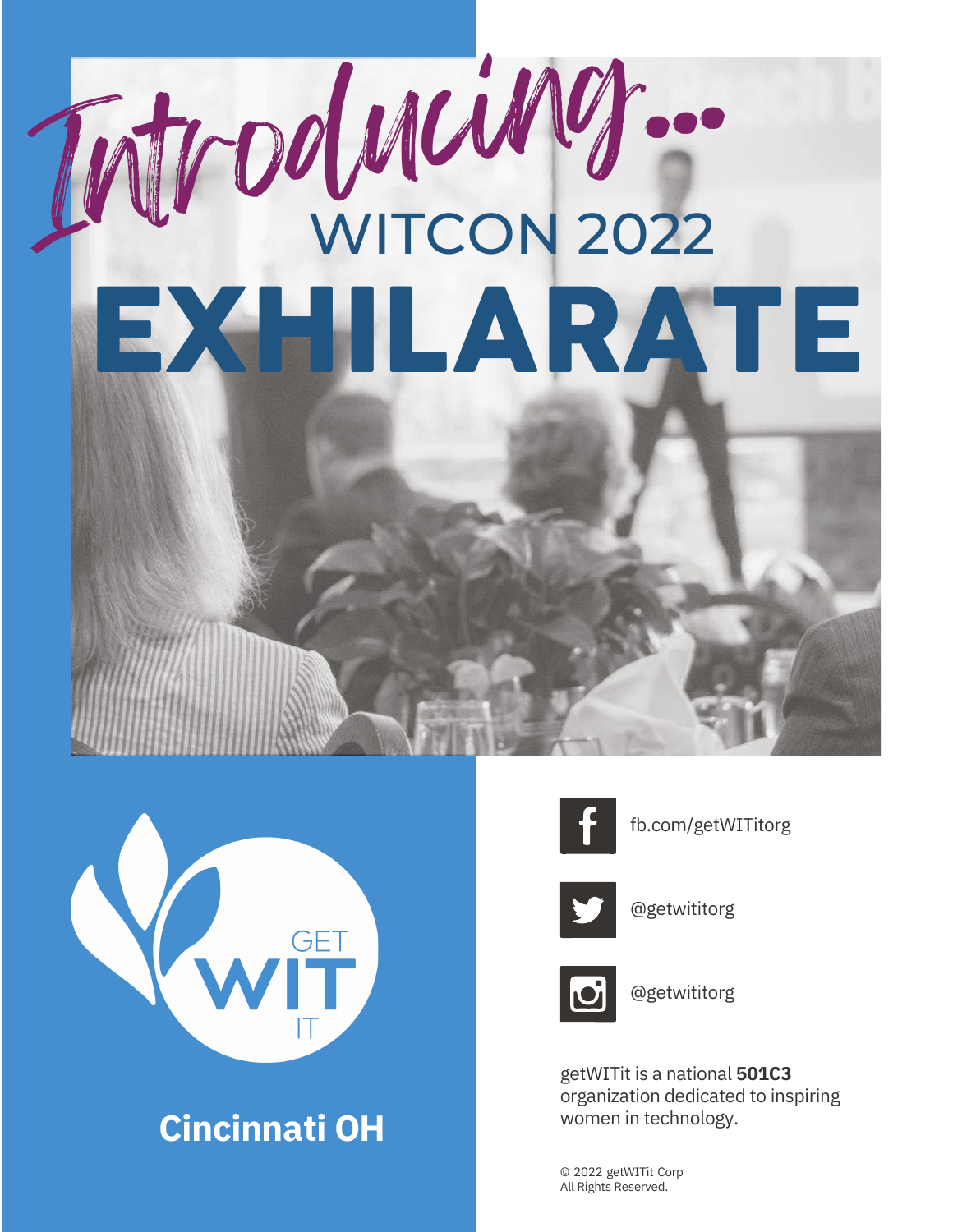# Introducing...

## WITCON 2022

# EXHILARATE

GET WIT IT

**Cincinnati OH**

fb.com/getWITitorg

@getwititorg

@getwititorg

getWITit is a national **501C3** organization dedicated to inspiring women in technology.

© 2022 getWITit Corp
All Rights Reserved.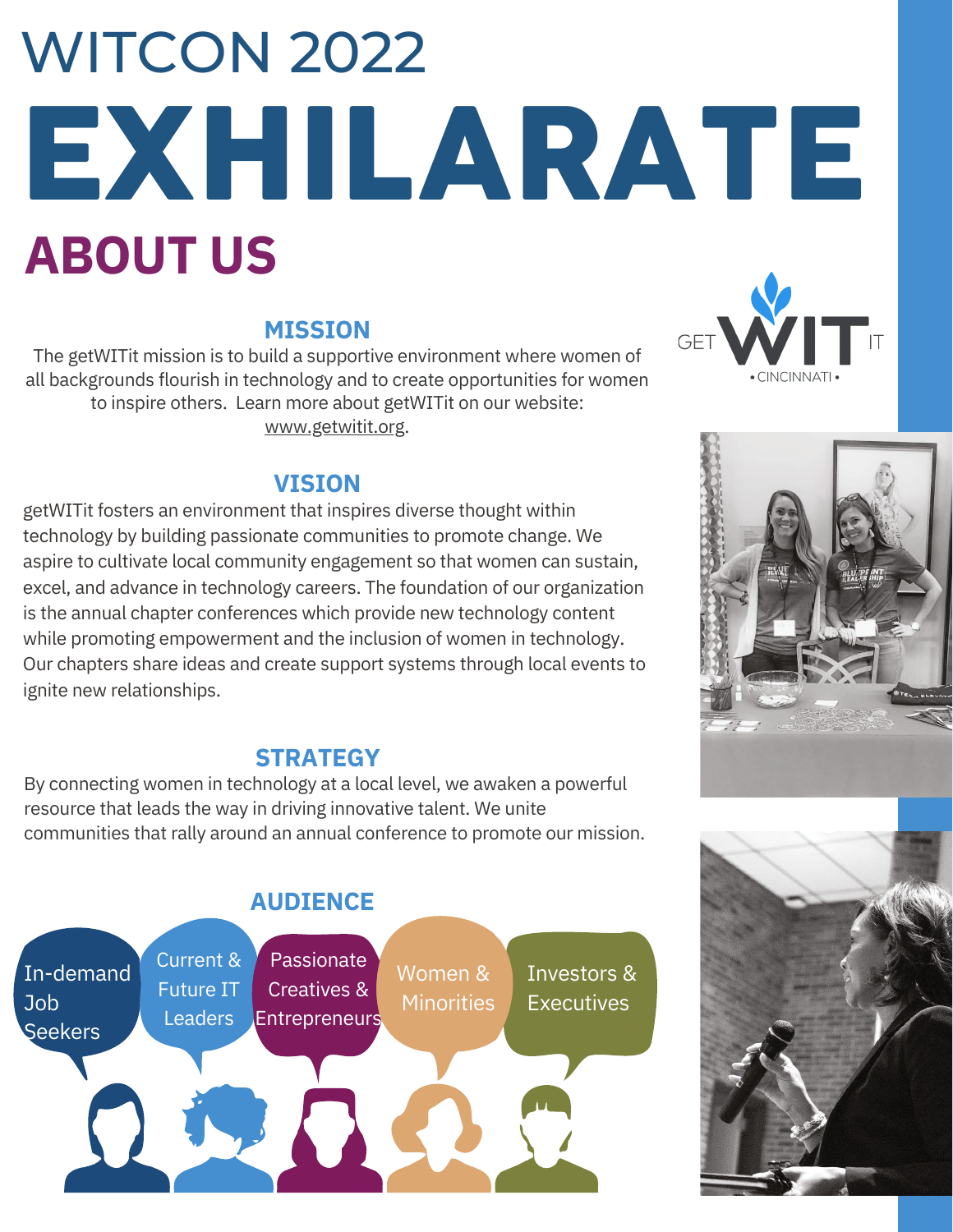# WITCON 2022

# EXHILARATE

## ABOUT US

### MISSION

The getWITit mission is to build a supportive environment where women of all backgrounds flourish in technology and to create opportunities for women to inspire others. Learn more about getWITit on our website: www.getwitit.org.

### VISION

getWITit fosters an environment that inspires diverse thought within technology by building passionate communities to promote change. We aspire to cultivate local community engagement so that women can sustain, excel, and advance in technology careers. The foundation of our organization is the annual chapter conferences which provide new technology content while promoting empowerment and the inclusion of women in technology. Our chapters share ideas and create support systems through local events to ignite new relationships.

### STRATEGY

By connecting women in technology at a local level, we awaken a powerful resource that leads the way in driving innovative talent. We unite communities that rally around an annual conference to promote our mission.

### AUDIENCE

- In-demand Job Seekers
- Current & Future IT Leaders
- Passionate Creatives & Entrepreneurs
- Women & Minorities
- Investors & Executives

GET WIT IT • CINCINNATI •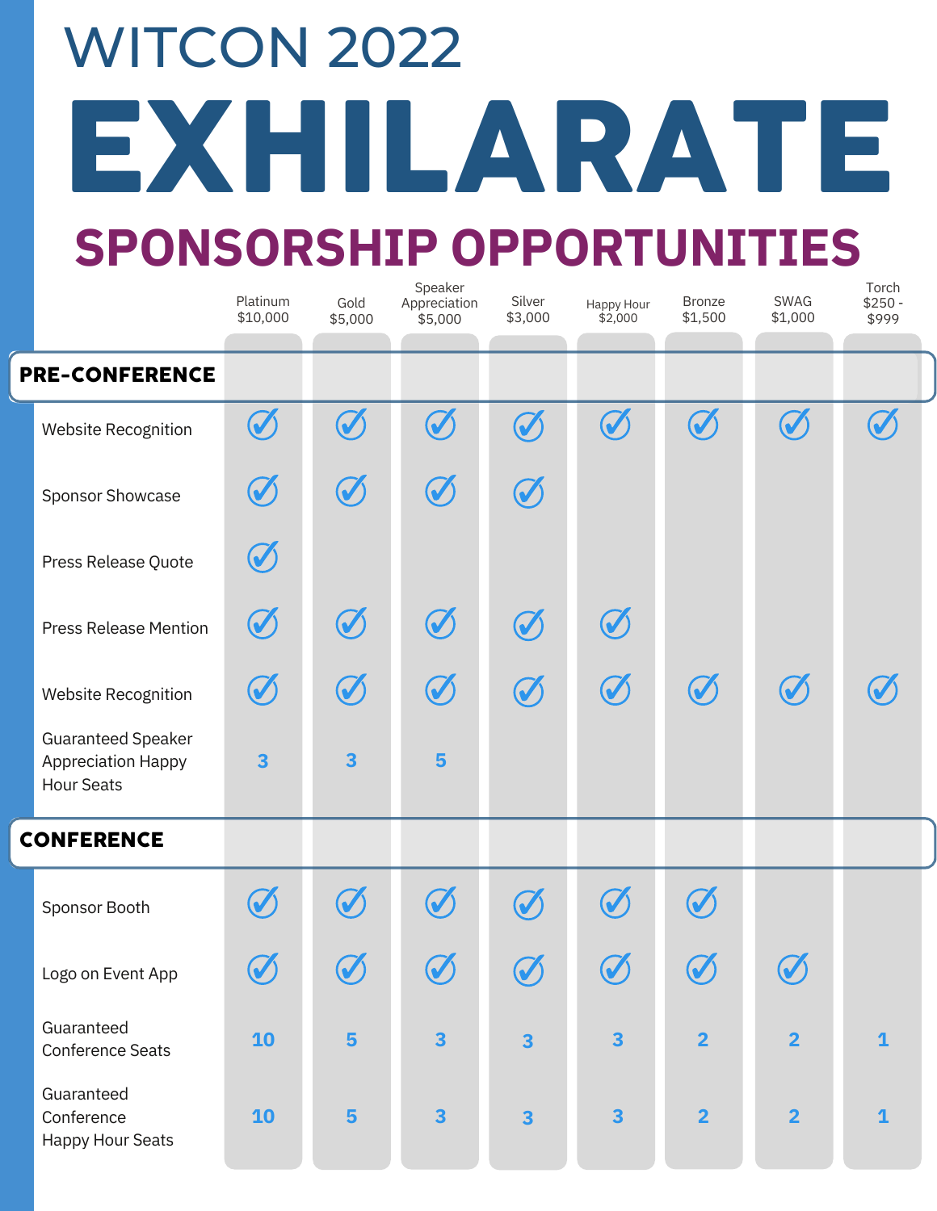# WITCON 2022

# EXHILARATE

## SPONSORSHIP OPPORTUNITIES

| | Platinum $10,000 | Gold $5,000 | Speaker Appreciation $5,000 | Silver $3,000 | Happy Hour $2,000 | Bronze $1,500 | SWAG $1,000 | Torch $250 - $999 |
|---|---|---|---|---|---|---|---|---|
| **PRE-CONFERENCE** | | | | | | | | |
| Website Recognition | ✓ | ✓ | ✓ | ✓ | ✓ | ✓ | ✓ | ✓ |
| Sponsor Showcase | ✓ | ✓ | ✓ | ✓ | | | | |
| Press Release Quote | ✓ | | | | | | | |
| Press Release Mention | ✓ | ✓ | ✓ | ✓ | ✓ | | | |
| Website Recognition | ✓ | ✓ | ✓ | ✓ | ✓ | ✓ | ✓ | ✓ |
| Guaranteed Speaker Appreciation Happy Hour Seats | 3 | 3 | 5 | | | | | |
| **CONFERENCE** | | | | | | | | |
| Sponsor Booth | ✓ | ✓ | ✓ | ✓ | ✓ | ✓ | | |
| Logo on Event App | ✓ | ✓ | ✓ | ✓ | ✓ | ✓ | ✓ | |
| Guaranteed Conference Seats | 10 | 5 | 3 | 3 | 3 | 2 | 2 | 1 |
| Guaranteed Conference Happy Hour Seats | 10 | 5 | 3 | 3 | 3 | 2 | 2 | 1 |